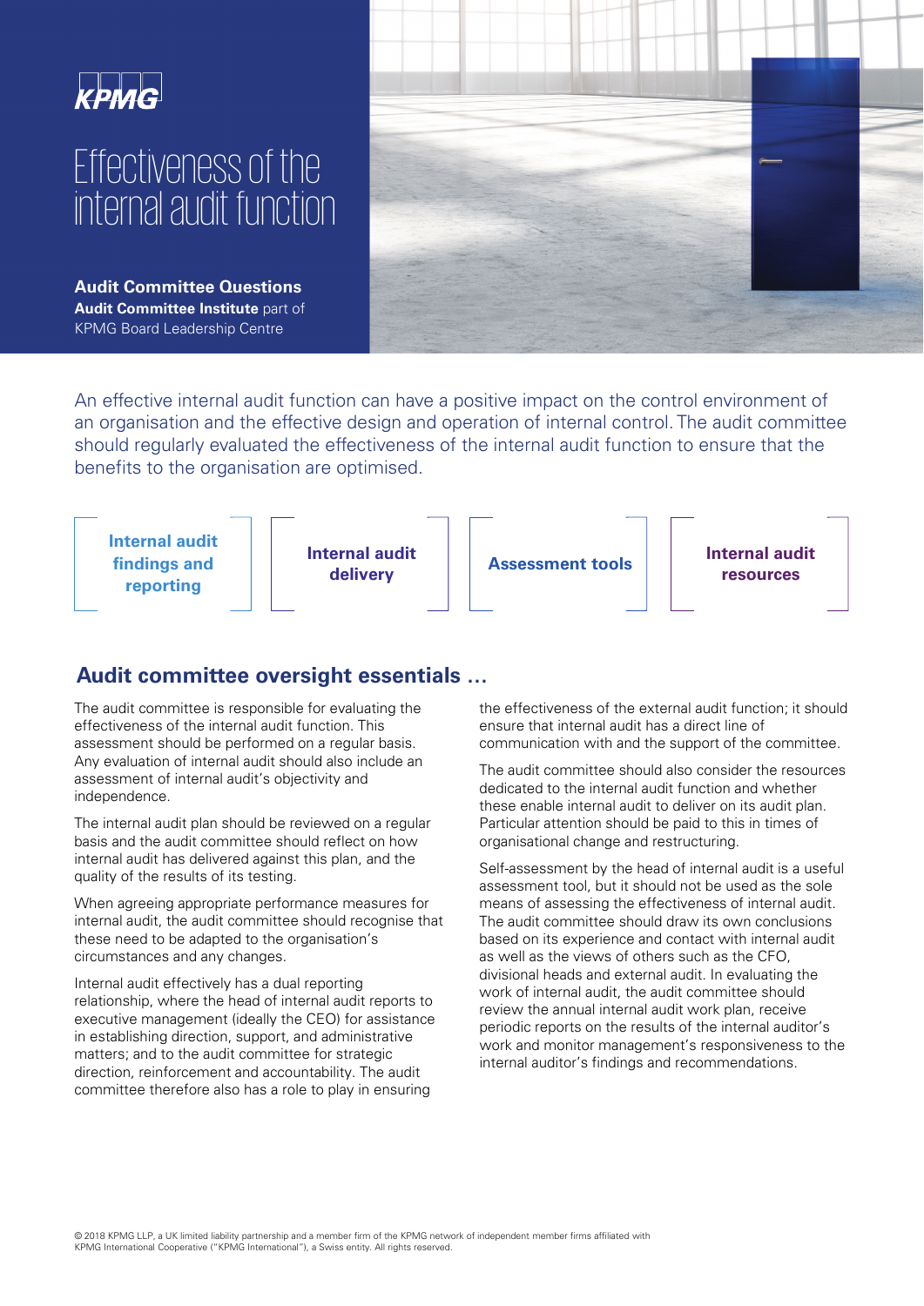KPMG

# Effectiveness of the internal audit function

**Audit Committee Questions**
**Audit Committee Institute** part of KPMG Board Leadership Centre

An effective internal audit function can have a positive impact on the control environment of an organisation and the effective design and operation of internal control. The audit committee should regularly evaluated the effectiveness of the internal audit function to ensure that the benefits to the organisation are optimised.

**Internal audit findings and reporting**

**Internal audit delivery**

**Assessment tools**

**Internal audit resources**

## Audit committee oversight essentials …

The audit committee is responsible for evaluating the effectiveness of the internal audit function. This assessment should be performed on a regular basis. Any evaluation of internal audit should also include an assessment of internal audit's objectivity and independence.

The internal audit plan should be reviewed on a regular basis and the audit committee should reflect on how internal audit has delivered against this plan, and the quality of the results of its testing.

When agreeing appropriate performance measures for internal audit, the audit committee should recognise that these need to be adapted to the organisation's circumstances and any changes.

Internal audit effectively has a dual reporting relationship, where the head of internal audit reports to executive management (ideally the CEO) for assistance in establishing direction, support, and administrative matters; and to the audit committee for strategic direction, reinforcement and accountability. The audit committee therefore also has a role to play in ensuring the effectiveness of the external audit function; it should ensure that internal audit has a direct line of communication with and the support of the committee.

The audit committee should also consider the resources dedicated to the internal audit function and whether these enable internal audit to deliver on its audit plan. Particular attention should be paid to this in times of organisational change and restructuring.

Self-assessment by the head of internal audit is a useful assessment tool, but it should not be used as the sole means of assessing the effectiveness of internal audit. The audit committee should draw its own conclusions based on its experience and contact with internal audit as well as the views of others such as the CFO, divisional heads and external audit. In evaluating the work of internal audit, the audit committee should review the annual internal audit work plan, receive periodic reports on the results of the internal auditor's work and monitor management's responsiveness to the internal auditor's findings and recommendations.

© 2018 KPMG LLP, a UK limited liability partnership and a member firm of the KPMG network of independent member firms affiliated with KPMG International Cooperative ("KPMG International"), a Swiss entity. All rights reserved.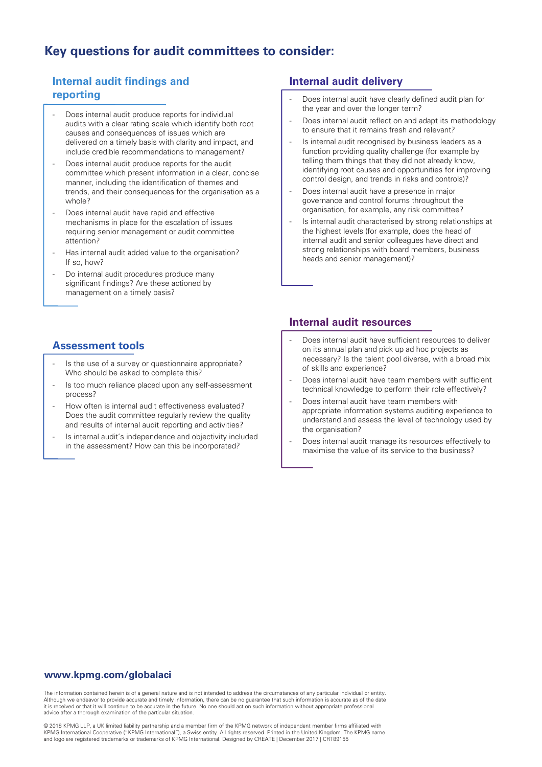# Key questions for audit committees to consider:

## Internal audit findings and reporting

- Does internal audit produce reports for individual audits with a clear rating scale which identify both root causes and consequences of issues which are delivered on a timely basis with clarity and impact, and include credible recommendations to management?
- Does internal audit produce reports for the audit committee which present information in a clear, concise manner, including the identification of themes and trends, and their consequences for the organisation as a whole?
- Does internal audit have rapid and effective mechanisms in place for the escalation of issues requiring senior management or audit committee attention?
- Has internal audit added value to the organisation? If so, how?
- Do internal audit procedures produce many significant findings? Are these actioned by management on a timely basis?

## Assessment tools

- Is the use of a survey or questionnaire appropriate? Who should be asked to complete this?
- Is too much reliance placed upon any self-assessment process?
- How often is internal audit effectiveness evaluated? Does the audit committee regularly review the quality and results of internal audit reporting and activities?
- Is internal audit's independence and objectivity included in the assessment? How can this be incorporated?

## Internal audit delivery

- Does internal audit have clearly defined audit plan for the year and over the longer term?
- Does internal audit reflect on and adapt its methodology to ensure that it remains fresh and relevant?
- Is internal audit recognised by business leaders as a function providing quality challenge (for example by telling them things that they did not already know, identifying root causes and opportunities for improving control design, and trends in risks and controls)?
- Does internal audit have a presence in major governance and control forums throughout the organisation, for example, any risk committee?
- Is internal audit characterised by strong relationships at the highest levels (for example, does the head of internal audit and senior colleagues have direct and strong relationships with board members, business heads and senior management)?

## Internal audit resources

- Does internal audit have sufficient resources to deliver on its annual plan and pick up ad hoc projects as necessary? Is the talent pool diverse, with a broad mix of skills and experience?
- Does internal audit have team members with sufficient technical knowledge to perform their role effectively?
- Does internal audit have team members with appropriate information systems auditing experience to understand and assess the level of technology used by the organisation?
- Does internal audit manage its resources effectively to maximise the value of its service to the business?

**www.kpmg.com/globalaci**

The information contained herein is of a general nature and is not intended to address the circumstances of any particular individual or entity. Although we endeavor to provide accurate and timely information, there can be no guarantee that such information is accurate as of the date it is received or that it will continue to be accurate in the future. No one should act on such information without appropriate professional advice after a thorough examination of the particular situation.

© 2018 KPMG LLP, a UK limited liability partnership and a member firm of the KPMG network of independent member firms affiliated with KPMG International Cooperative ("KPMG International"), a Swiss entity. All rights reserved. Printed in the United Kingdom. The KPMG name and logo are registered trademarks or trademarks of KPMG International. Designed by CREATE | December 2017 | CRT89155